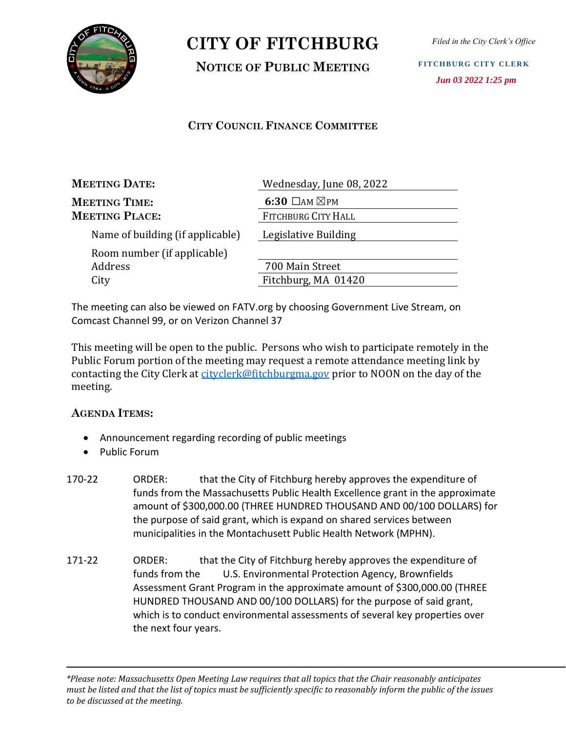# CITY OF FITCHBURG

## NOTICE OF PUBLIC MEETING

*Filed in the City Clerk's Office*

**FITCHBURG CITY CLERK**

***Jun 03 2022 1:25 pm***

### CITY COUNCIL FINANCE COMMITTEE

| | |
|---|---|
| **MEETING DATE:** | Wednesday, June 08, 2022 |
| **MEETING TIME:** | **6:30** ☐AM ☒PM |
| **MEETING PLACE:** | FITCHBURG CITY HALL |
| Name of building (if applicable) | Legislative Building |
| Room number (if applicable) | |
| Address | 700 Main Street |
| City | Fitchburg, MA 01420 |

The meeting can also be viewed on FATV.org by choosing Government Live Stream, on Comcast Channel 99, or on Verizon Channel 37

This meeting will be open to the public. Persons who wish to participate remotely in the Public Forum portion of the meeting may request a remote attendance meeting link by contacting the City Clerk at cityclerk@fitchburgma.gov prior to NOON on the day of the meeting.

**AGENDA ITEMS:**

- Announcement regarding recording of public meetings
- Public Forum

170-22 ORDER: that the City of Fitchburg hereby approves the expenditure of funds from the Massachusetts Public Health Excellence grant in the approximate amount of $300,000.00 (THREE HUNDRED THOUSAND AND 00/100 DOLLARS) for the purpose of said grant, which is expand on shared services between municipalities in the Montachusett Public Health Network (MPHN).

171-22 ORDER: that the City of Fitchburg hereby approves the expenditure of funds from the U.S. Environmental Protection Agency, Brownfields Assessment Grant Program in the approximate amount of $300,000.00 (THREE HUNDRED THOUSAND AND 00/100 DOLLARS) for the purpose of said grant, which is to conduct environmental assessments of several key properties over the next four years.

---

*\*Please note: Massachusetts Open Meeting Law requires that all topics that the Chair reasonably anticipates must be listed and that the list of topics must be sufficiently specific to reasonably inform the public of the issues to be discussed at the meeting.*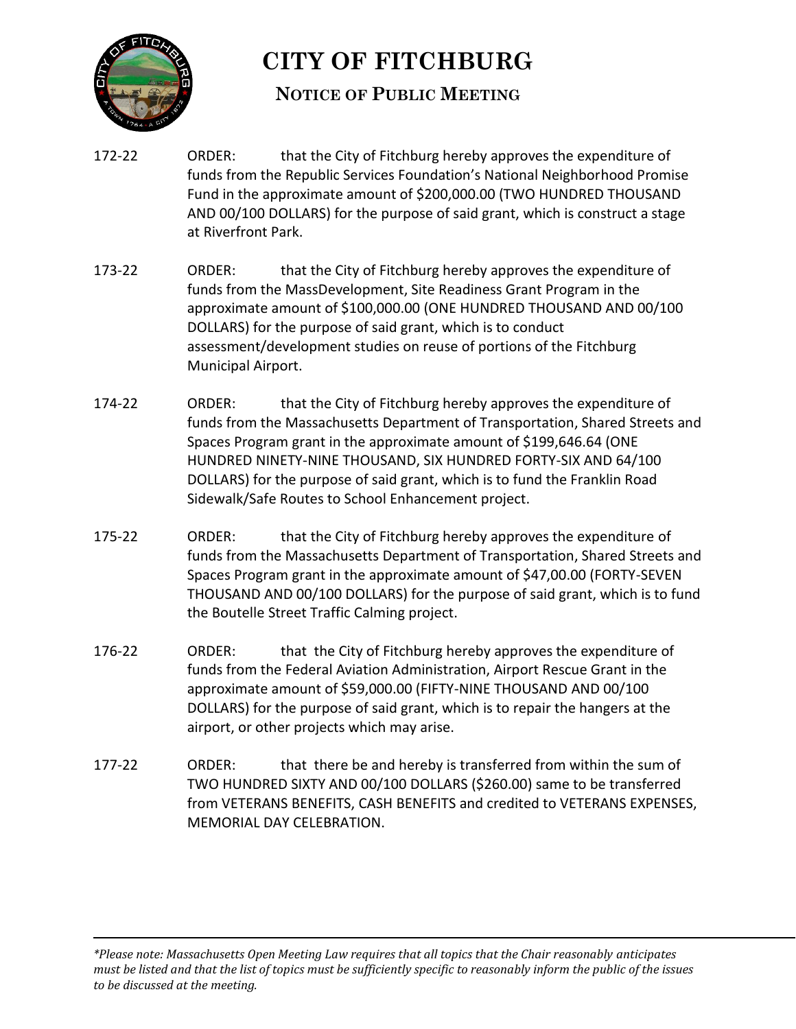# CITY OF FITCHBURG

## NOTICE OF PUBLIC MEETING

172-22 ORDER: that the City of Fitchburg hereby approves the expenditure of funds from the Republic Services Foundation's National Neighborhood Promise Fund in the approximate amount of $200,000.00 (TWO HUNDRED THOUSAND AND 00/100 DOLLARS) for the purpose of said grant, which is construct a stage at Riverfront Park.

173-22 ORDER: that the City of Fitchburg hereby approves the expenditure of funds from the MassDevelopment, Site Readiness Grant Program in the approximate amount of $100,000.00 (ONE HUNDRED THOUSAND AND 00/100 DOLLARS) for the purpose of said grant, which is to conduct assessment/development studies on reuse of portions of the Fitchburg Municipal Airport.

174-22 ORDER: that the City of Fitchburg hereby approves the expenditure of funds from the Massachusetts Department of Transportation, Shared Streets and Spaces Program grant in the approximate amount of $199,646.64 (ONE HUNDRED NINETY-NINE THOUSAND, SIX HUNDRED FORTY-SIX AND 64/100 DOLLARS) for the purpose of said grant, which is to fund the Franklin Road Sidewalk/Safe Routes to School Enhancement project.

175-22 ORDER: that the City of Fitchburg hereby approves the expenditure of funds from the Massachusetts Department of Transportation, Shared Streets and Spaces Program grant in the approximate amount of $47,00.00 (FORTY-SEVEN THOUSAND AND 00/100 DOLLARS) for the purpose of said grant, which is to fund the Boutelle Street Traffic Calming project.

176-22 ORDER: that the City of Fitchburg hereby approves the expenditure of funds from the Federal Aviation Administration, Airport Rescue Grant in the approximate amount of $59,000.00 (FIFTY-NINE THOUSAND AND 00/100 DOLLARS) for the purpose of said grant, which is to repair the hangers at the airport, or other projects which may arise.

177-22 ORDER: that there be and hereby is transferred from within the sum of TWO HUNDRED SIXTY AND 00/100 DOLLARS ($260.00) same to be transferred from VETERANS BENEFITS, CASH BENEFITS and credited to VETERANS EXPENSES, MEMORIAL DAY CELEBRATION.

---

*\*Please note: Massachusetts Open Meeting Law requires that all topics that the Chair reasonably anticipates must be listed and that the list of topics must be sufficiently specific to reasonably inform the public of the issues to be discussed at the meeting.*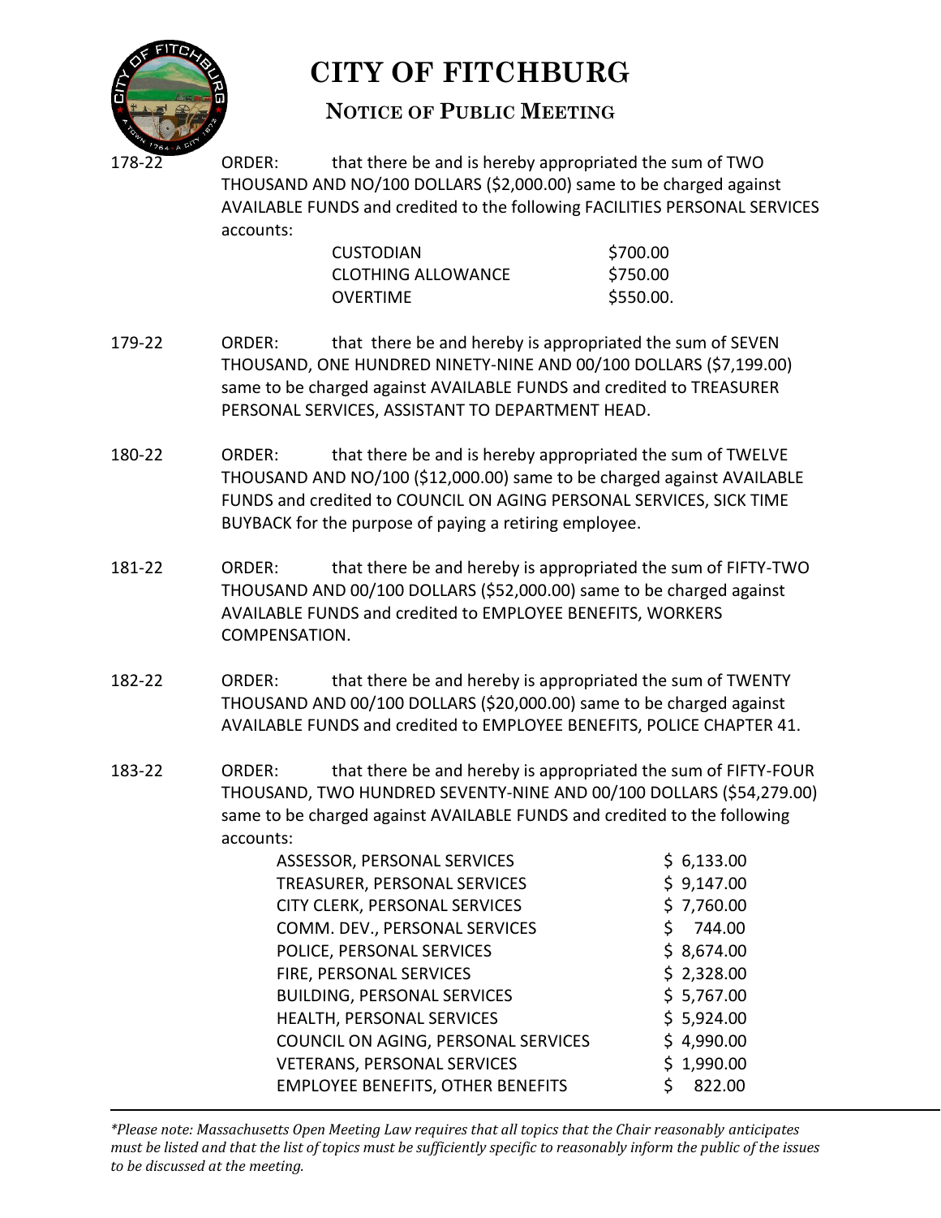# CITY OF FITCHBURG

## NOTICE OF PUBLIC MEETING

178-22 ORDER: that there be and is hereby appropriated the sum of TWO THOUSAND AND NO/100 DOLLARS ($2,000.00) same to be charged against AVAILABLE FUNDS and credited to the following FACILITIES PERSONAL SERVICES accounts:

| | |
|---|---|
| CUSTODIAN | $700.00 |
| CLOTHING ALLOWANCE | $750.00 |
| OVERTIME | $550.00. |

179-22 ORDER: that there be and hereby is appropriated the sum of SEVEN THOUSAND, ONE HUNDRED NINETY-NINE AND 00/100 DOLLARS ($7,199.00) same to be charged against AVAILABLE FUNDS and credited to TREASURER PERSONAL SERVICES, ASSISTANT TO DEPARTMENT HEAD.

180-22 ORDER: that there be and is hereby appropriated the sum of TWELVE THOUSAND AND NO/100 ($12,000.00) same to be charged against AVAILABLE FUNDS and credited to COUNCIL ON AGING PERSONAL SERVICES, SICK TIME BUYBACK for the purpose of paying a retiring employee.

181-22 ORDER: that there be and hereby is appropriated the sum of FIFTY-TWO THOUSAND AND 00/100 DOLLARS ($52,000.00) same to be charged against AVAILABLE FUNDS and credited to EMPLOYEE BENEFITS, WORKERS COMPENSATION.

182-22 ORDER: that there be and hereby is appropriated the sum of TWENTY THOUSAND AND 00/100 DOLLARS ($20,000.00) same to be charged against AVAILABLE FUNDS and credited to EMPLOYEE BENEFITS, POLICE CHAPTER 41.

183-22 ORDER: that there be and hereby is appropriated the sum of FIFTY-FOUR THOUSAND, TWO HUNDRED SEVENTY-NINE AND 00/100 DOLLARS ($54,279.00) same to be charged against AVAILABLE FUNDS and credited to the following accounts:

| | |
|---|---|
| ASSESSOR, PERSONAL SERVICES | $ 6,133.00 |
| TREASURER, PERSONAL SERVICES | $ 9,147.00 |
| CITY CLERK, PERSONAL SERVICES | $ 7,760.00 |
| COMM. DEV., PERSONAL SERVICES | $ 744.00 |
| POLICE, PERSONAL SERVICES | $ 8,674.00 |
| FIRE, PERSONAL SERVICES | $ 2,328.00 |
| BUILDING, PERSONAL SERVICES | $ 5,767.00 |
| HEALTH, PERSONAL SERVICES | $ 5,924.00 |
| COUNCIL ON AGING, PERSONAL SERVICES | $ 4,990.00 |
| VETERANS, PERSONAL SERVICES | $ 1,990.00 |
| EMPLOYEE BENEFITS, OTHER BENEFITS | $ 822.00 |

*\*Please note: Massachusetts Open Meeting Law requires that all topics that the Chair reasonably anticipates must be listed and that the list of topics must be sufficiently specific to reasonably inform the public of the issues to be discussed at the meeting.*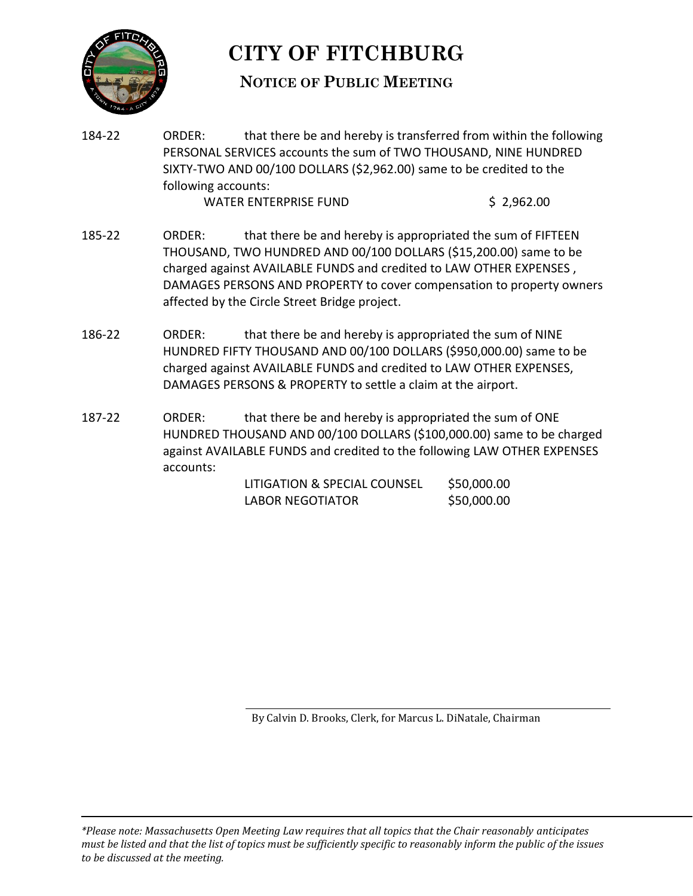# CITY OF FITCHBURG

## NOTICE OF PUBLIC MEETING

184-22 ORDER: that there be and hereby is transferred from within the following PERSONAL SERVICES accounts the sum of TWO THOUSAND, NINE HUNDRED SIXTY-TWO AND 00/100 DOLLARS ($2,962.00) same to be credited to the following accounts:

| | |
|---|---|
| WATER ENTERPRISE FUND | $ 2,962.00 |

185-22 ORDER: that there be and hereby is appropriated the sum of FIFTEEN THOUSAND, TWO HUNDRED AND 00/100 DOLLARS ($15,200.00) same to be charged against AVAILABLE FUNDS and credited to LAW OTHER EXPENSES , DAMAGES PERSONS AND PROPERTY to cover compensation to property owners affected by the Circle Street Bridge project.

186-22 ORDER: that there be and hereby is appropriated the sum of NINE HUNDRED FIFTY THOUSAND AND 00/100 DOLLARS ($950,000.00) same to be charged against AVAILABLE FUNDS and credited to LAW OTHER EXPENSES, DAMAGES PERSONS & PROPERTY to settle a claim at the airport.

187-22 ORDER: that there be and hereby is appropriated the sum of ONE HUNDRED THOUSAND AND 00/100 DOLLARS ($100,000.00) same to be charged against AVAILABLE FUNDS and credited to the following LAW OTHER EXPENSES accounts:

| | |
|---|---|
| LITIGATION & SPECIAL COUNSEL | $50,000.00 |
| LABOR NEGOTIATOR | $50,000.00 |

By Calvin D. Brooks, Clerk, for Marcus L. DiNatale, Chairman

*\*Please note: Massachusetts Open Meeting Law requires that all topics that the Chair reasonably anticipates must be listed and that the list of topics must be sufficiently specific to reasonably inform the public of the issues to be discussed at the meeting.*